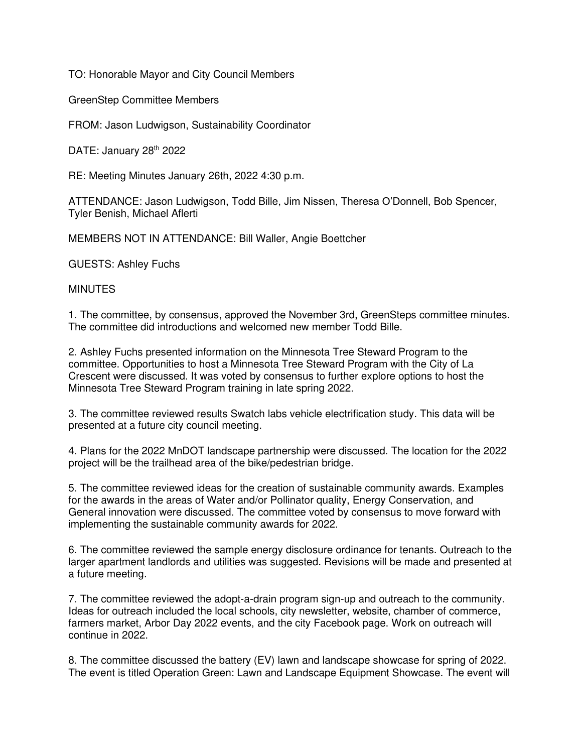TO: Honorable Mayor and City Council Members

GreenStep Committee Members

FROM: Jason Ludwigson, Sustainability Coordinator

DATE: January 28th 2022

RE: Meeting Minutes January 26th, 2022 4:30 p.m.

ATTENDANCE: Jason Ludwigson, Todd Bille, Jim Nissen, Theresa O'Donnell, Bob Spencer, Tyler Benish, Michael Aflerti

MEMBERS NOT IN ATTENDANCE: Bill Waller, Angie Boettcher

GUESTS: Ashley Fuchs

MINUTES

1. The committee, by consensus, approved the November 3rd, GreenSteps committee minutes. The committee did introductions and welcomed new member Todd Bille.

2. Ashley Fuchs presented information on the Minnesota Tree Steward Program to the committee. Opportunities to host a Minnesota Tree Steward Program with the City of La Crescent were discussed. It was voted by consensus to further explore options to host the Minnesota Tree Steward Program training in late spring 2022.

3. The committee reviewed results Swatch labs vehicle electrification study. This data will be presented at a future city council meeting.

4. Plans for the 2022 MnDOT landscape partnership were discussed. The location for the 2022 project will be the trailhead area of the bike/pedestrian bridge.

5. The committee reviewed ideas for the creation of sustainable community awards. Examples for the awards in the areas of Water and/or Pollinator quality, Energy Conservation, and General innovation were discussed. The committee voted by consensus to move forward with implementing the sustainable community awards for 2022.

6. The committee reviewed the sample energy disclosure ordinance for tenants. Outreach to the larger apartment landlords and utilities was suggested. Revisions will be made and presented at a future meeting.

7. The committee reviewed the adopt-a-drain program sign-up and outreach to the community. Ideas for outreach included the local schools, city newsletter, website, chamber of commerce, farmers market, Arbor Day 2022 events, and the city Facebook page. Work on outreach will continue in 2022.

8. The committee discussed the battery (EV) lawn and landscape showcase for spring of 2022. The event is titled Operation Green: Lawn and Landscape Equipment Showcase. The event will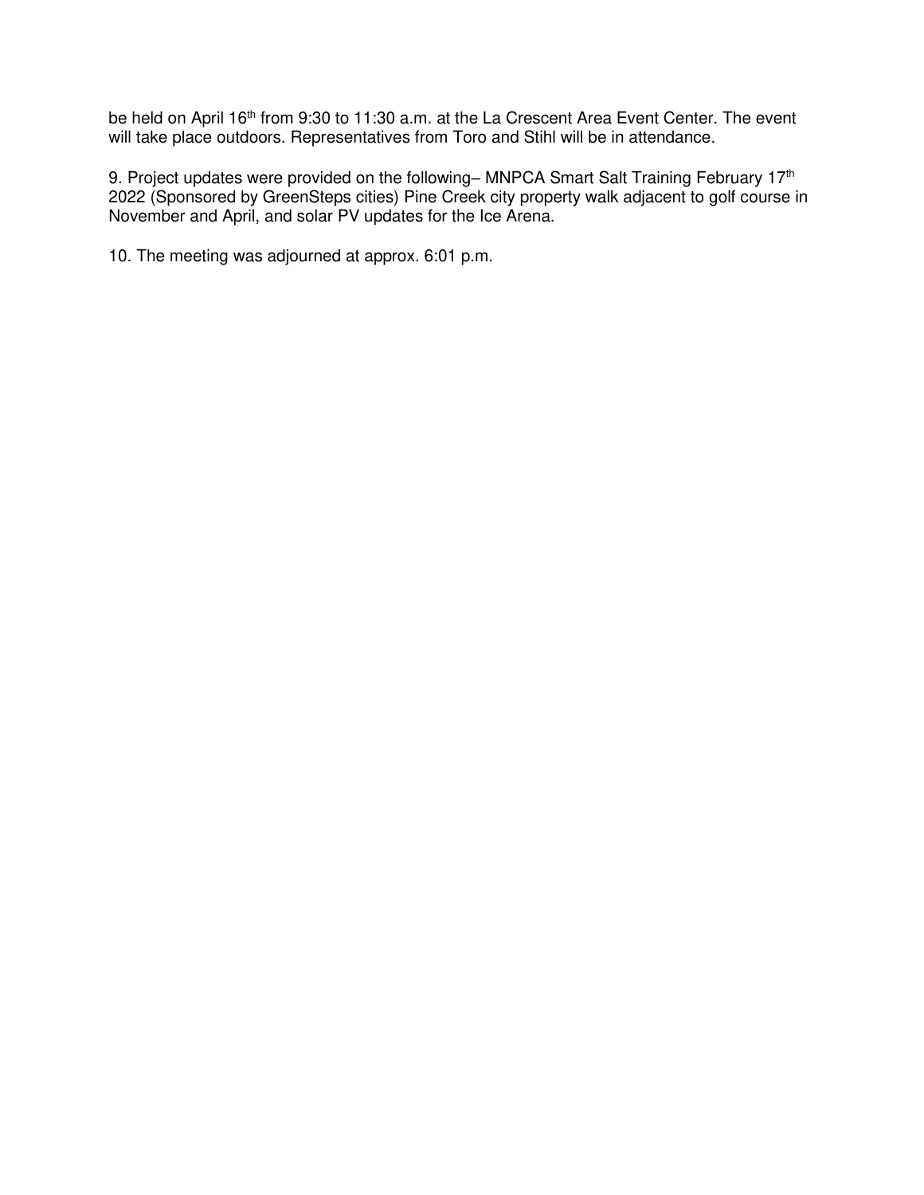be held on April 16th from 9:30 to 11:30 a.m. at the La Crescent Area Event Center. The event will take place outdoors. Representatives from Toro and Stihl will be in attendance.

9. Project updates were provided on the following– MNPCA Smart Salt Training February 17th 2022 (Sponsored by GreenSteps cities) Pine Creek city property walk adjacent to golf course in November and April, and solar PV updates for the Ice Arena.

10. The meeting was adjourned at approx. 6:01 p.m.